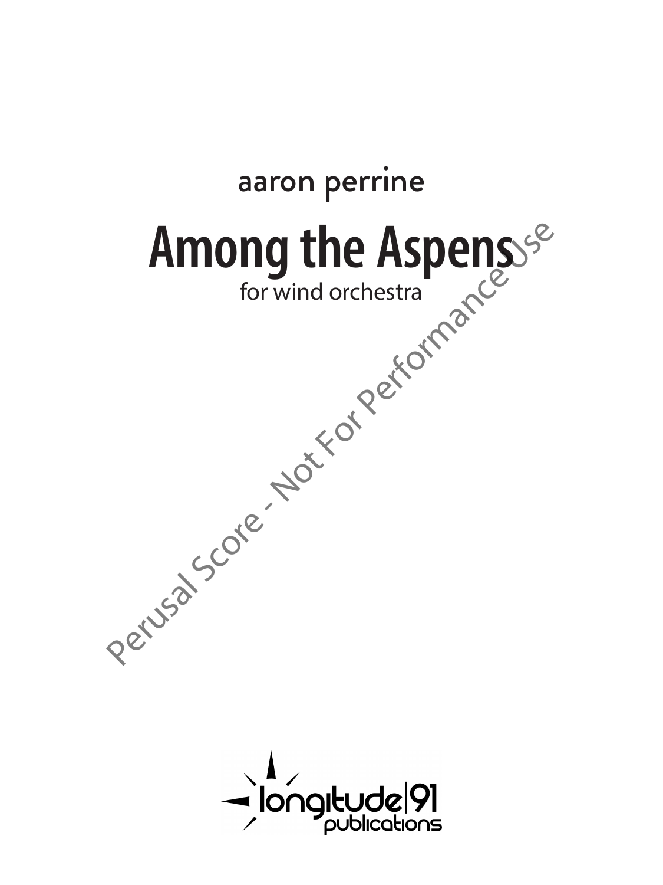aaron perrine

# Among the Aspens

for wind orchestra

Perusal Score - Not For Performance Use

longitude|91 publications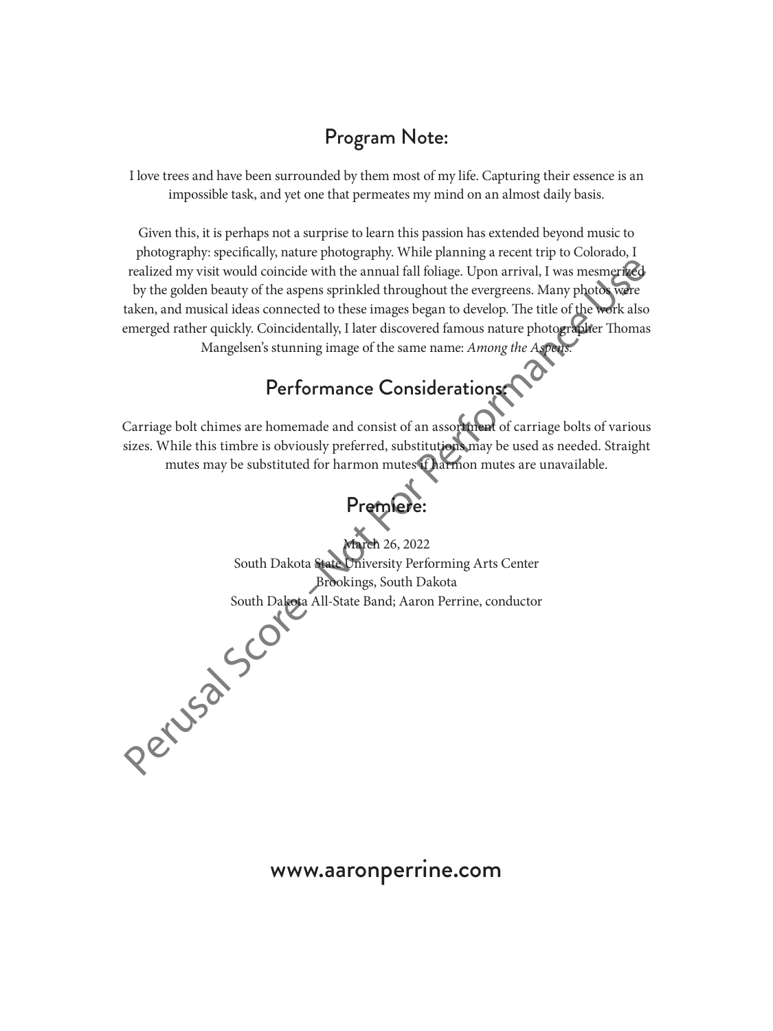## Program Note:

I love trees and have been surrounded by them most of my life. Capturing their essence is an impossible task, and yet one that permeates my mind on an almost daily basis.

Given this, it is perhaps not a surprise to learn this passion has extended beyond music to photography: specifically, nature photography. While planning a recent trip to Colorado, I realized my visit would coincide with the annual fall foliage. Upon arrival, I was mesmerized by the golden beauty of the aspens sprinkled throughout the evergreens. Many photos were taken, and musical ideas connected to these images began to develop. The title of the work also emerged rather quickly. Coincidentally, I later discovered famous nature photographer Thomas Mangelsen's stunning image of the same name: *Among the Aspens*.

## Performance Considerations:

Carriage bolt chimes are homemade and consist of an assortment of carriage bolts of various sizes. While this timbre is obviously preferred, substitutions may be used as needed. Straight mutes may be substituted for harmon mutes if harmon mutes are unavailable.

## Premiere:

March 26, 2022
South Dakota State University Performing Arts Center
Brookings, South Dakota
South Dakota All-State Band; Aaron Perrine, conductor

Perusal Score - Not For Performance Use

www.aaronperrine.com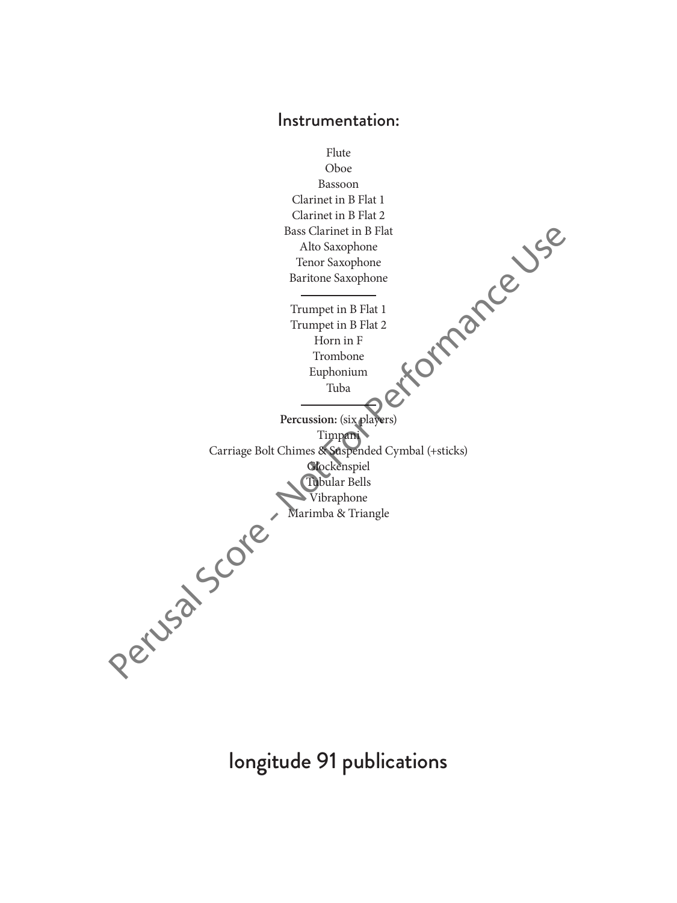## Instrumentation:

Flute
Oboe
Bassoon
Clarinet in B Flat 1
Clarinet in B Flat 2
Bass Clarinet in B Flat
Alto Saxophone
Tenor Saxophone
Baritone Saxophone

---

Trumpet in B Flat 1
Trumpet in B Flat 2
Horn in F
Trombone
Euphonium
Tuba

---

**Percussion:** (six players)
Timpani
Carriage Bolt Chimes & Suspended Cymbal (+sticks)
Glockenspiel
Tubular Bells
Vibraphone
Marimba & Triangle

Perusal Score - Not For Performance Use

longitude 91 publications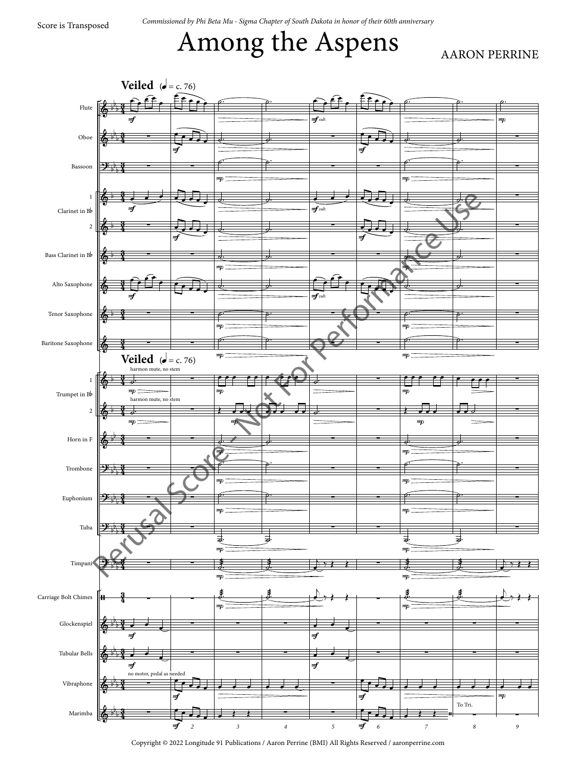Score is Transposed

*Commissioned by Phi Beta Mu - Sigma Chapter of South Dakota in honor of their 60th anniversary*

# Among the Aspens

AARON PERRINE

**Veiled** (♩ = c. 76)

Perusal Score - Not For Performance Use

Copyright © 2022 Longitude 91 Publications / Aaron Perrine (BMI) All Rights Reserved / aaronperrine.com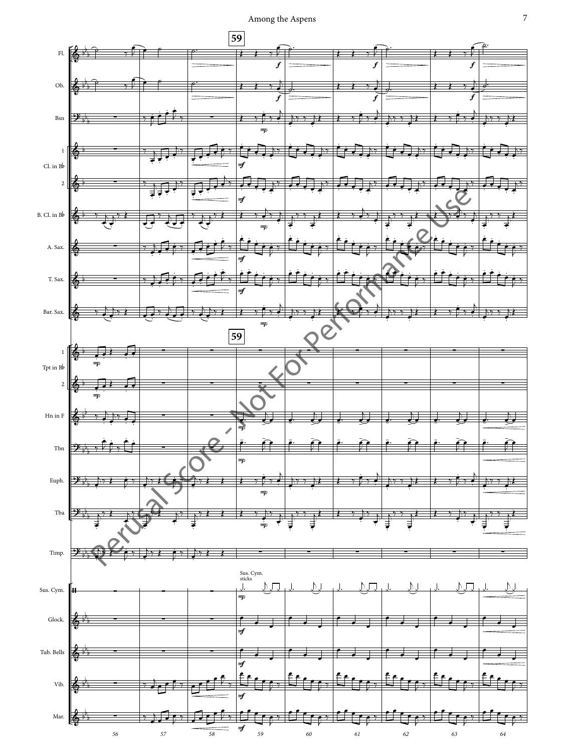**59**

Fl.

Ob.

Bsn

Cl. in B♭ 1, 2

B. Cl. in B♭

A. Sax.

T. Sax.

Bar. Sax.

Tpt in B♭ 1, 2

Hn in F

Tbn

Euph.

Tba

Timp.

Sus. Cym.

Sus. Cym. sticks

Glock.

Tub. Bells

Vib.

Mar.

56 57 58 59 60 61 62 63 64

Perusal Score - Not For Performance Use